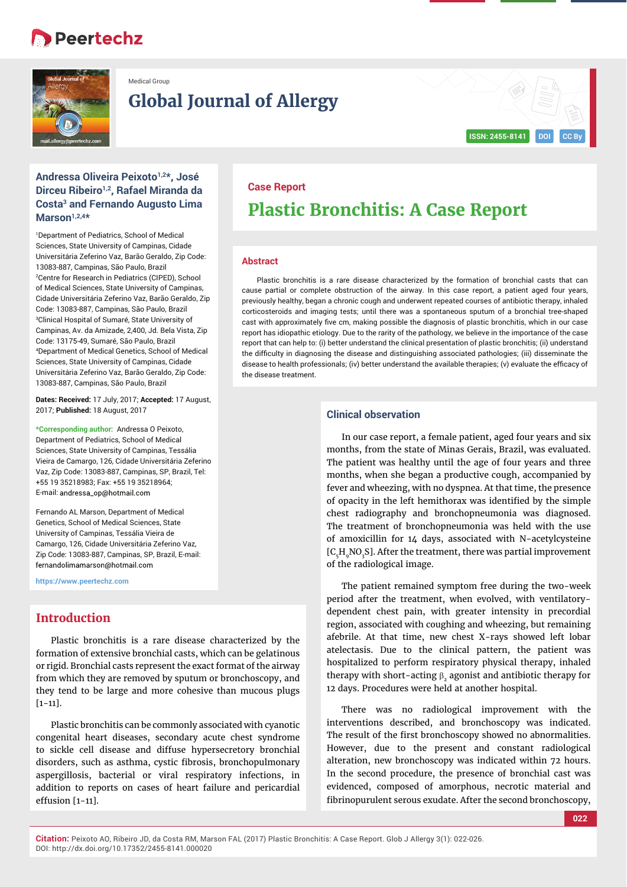Medical Group

# Global Journal of Allergy

ISSN: 2455-8141 | DOI | CC By

**Andressa Oliveira Peixoto[1,2]*, José Dirceu Ribeiro[1,2], Rafael Miranda da Costa[3] and Fernando Augusto Lima Marson[1,2,4]***

[1]Department of Pediatrics, School of Medical Sciences, State University of Campinas, Cidade Universitária Zeferino Vaz, Barão Geraldo, Zip Code: 13083-887, Campinas, São Paulo, Brazil
[2]Centre for Research in Pediatrics (CIPED), School of Medical Sciences, State University of Campinas, Cidade Universitária Zeferino Vaz, Barão Geraldo, Zip Code: 13083-887, Campinas, São Paulo, Brazil
[3]Clinical Hospital of Sumaré, State University of Campinas, Av. da Amizade, 2,400, Jd. Bela Vista, Zip Code: 13175-49, Sumaré, São Paulo, Brazil
[4]Department of Medical Genetics, School of Medical Sciences, State University of Campinas, Cidade Universitária Zeferino Vaz, Barão Geraldo, Zip Code: 13083-887, Campinas, São Paulo, Brazil

**Dates: Received:** 17 July, 2017; **Accepted:** 17 August, 2017; **Published:** 18 August, 2017

***Corresponding author:** Andressa O Peixoto, Department of Pediatrics, School of Medical Sciences, State University of Campinas, Tessália Vieira de Camargo, 126, Cidade Universitária Zeferino Vaz, Zip Code: 13083-887, Campinas, SP, Brazil, Tel: +55 19 35218983; Fax: +55 19 35218964; E-mail: andressa_op@hotmail.com

Fernando AL Marson, Department of Medical Genetics, School of Medical Sciences, State University of Campinas, Tessália Vieira de Camargo, 126, Cidade Universitária Zeferino Vaz, Zip Code: 13083-887, Campinas, SP, Brazil, E-mail: fernandolimamarson@hotmail.com

https://www.peertechz.com

**Case Report**

# Plastic Bronchitis: A Case Report

## Abstract

Plastic bronchitis is a rare disease characterized by the formation of bronchial casts that can cause partial or complete obstruction of the airway. In this case report, a patient aged four years, previously healthy, began a chronic cough and underwent repeated courses of antibiotic therapy, inhaled corticosteroids and imaging tests; until there was a spontaneous sputum of a bronchial tree-shaped cast with approximately five cm, making possible the diagnosis of plastic bronchitis, which in our case report has idiopathic etiology. Due to the rarity of the pathology, we believe in the importance of the case report that can help to: (i) better understand the clinical presentation of plastic bronchitis; (ii) understand the difficulty in diagnosing the disease and distinguishing associated pathologies; (iii) disseminate the disease to health professionals; (iv) better understand the available therapies; (v) evaluate the efficacy of the disease treatment.

## Introduction

Plastic bronchitis is a rare disease characterized by the formation of extensive bronchial casts, which can be gelatinous or rigid. Bronchial casts represent the exact format of the airway from which they are removed by sputum or bronchoscopy, and they tend to be large and more cohesive than mucous plugs [1-11].

Plastic bronchitis can be commonly associated with cyanotic congenital heart diseases, secondary acute chest syndrome to sickle cell disease and diffuse hypersecretory bronchial disorders, such as asthma, cystic fibrosis, bronchopulmonary aspergillosis, bacterial or viral respiratory infections, in addition to reports on cases of heart failure and pericardial effusion [1-11].

## Clinical observation

In our case report, a female patient, aged four years and six months, from the state of Minas Gerais, Brazil, was evaluated. The patient was healthy until the age of four years and three months, when she began a productive cough, accompanied by fever and wheezing, with no dyspnea. At that time, the presence of opacity in the left hemithorax was identified by the simple chest radiography and bronchopneumonia was diagnosed. The treatment of bronchopneumonia was held with the use of amoxicillin for 14 days, associated with N-acetylcysteine [$C_5H_9NO_3S$]. After the treatment, there was partial improvement of the radiological image.

The patient remained symptom free during the two-week period after the treatment, when evolved, with ventilatory-dependent chest pain, with greater intensity in precordial region, associated with coughing and wheezing, but remaining afebrile. At that time, new chest X-rays showed left lobar atelectasis. Due to the clinical pattern, the patient was hospitalized to perform respiratory physical therapy, inhaled therapy with short-acting $\beta_2$ agonist and antibiotic therapy for 12 days. Procedures were held at another hospital.

There was no radiological improvement with the interventions described, and bronchoscopy was indicated. The result of the first bronchoscopy showed no abnormalities. However, due to the present and constant radiological alteration, new bronchoscopy was indicated within 72 hours. In the second procedure, the presence of bronchial cast was evidenced, composed of amorphous, necrotic material and fibrinopurulent serous exudate. After the second bronchoscopy,

**Citation:** Peixoto AO, Ribeiro JD, da Costa RM, Marson FAL (2017) Plastic Bronchitis: A Case Report. Glob J Allergy 3(1): 022-026. DOI: http://dx.doi.org/10.17352/2455-8141.000020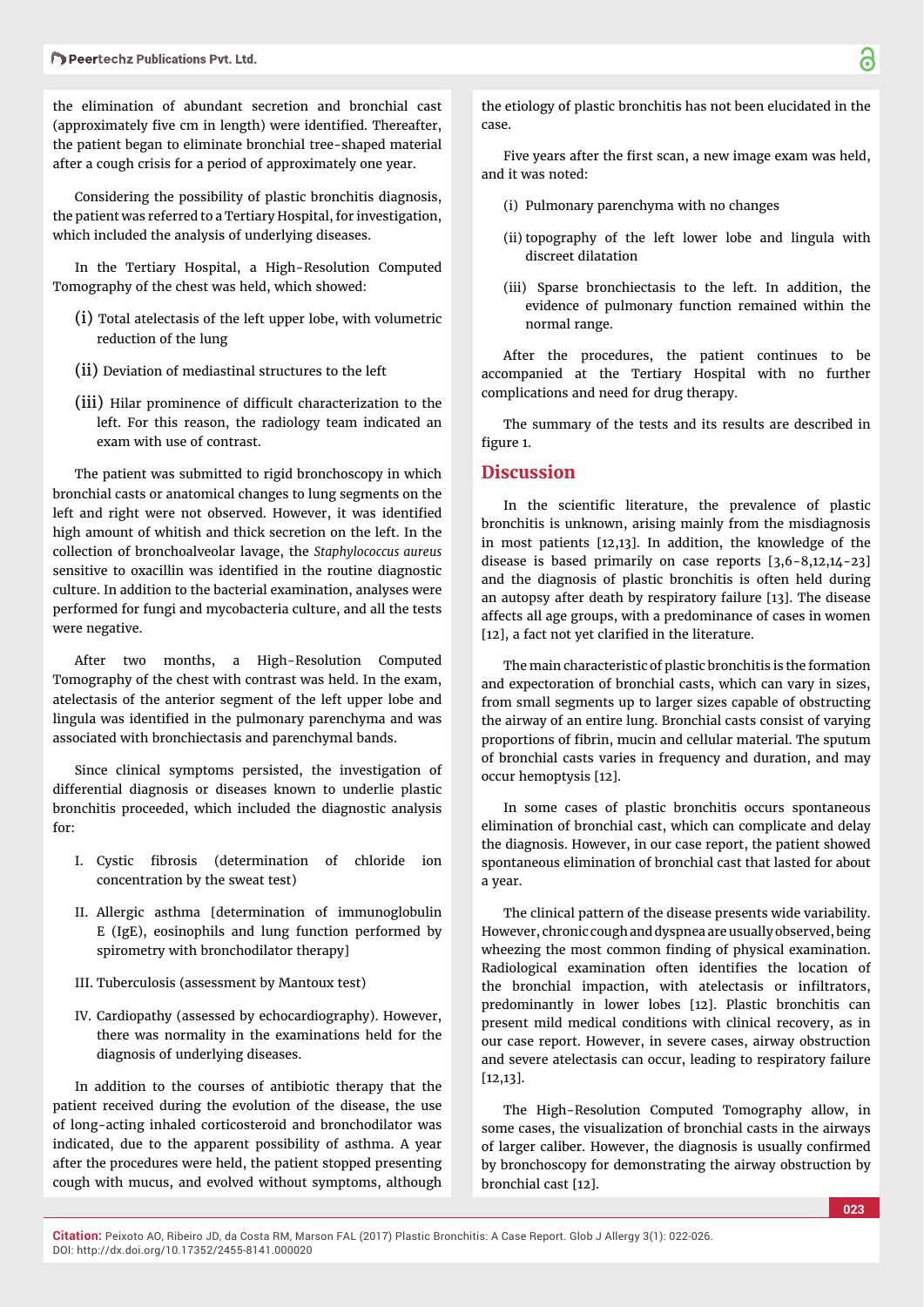the elimination of abundant secretion and bronchial cast (approximately five cm in length) were identified. Thereafter, the patient began to eliminate bronchial tree-shaped material after a cough crisis for a period of approximately one year.

Considering the possibility of plastic bronchitis diagnosis, the patient was referred to a Tertiary Hospital, for investigation, which included the analysis of underlying diseases.

In the Tertiary Hospital, a High-Resolution Computed Tomography of the chest was held, which showed:

(i) Total atelectasis of the left upper lobe, with volumetric reduction of the lung

(ii) Deviation of mediastinal structures to the left

(iii) Hilar prominence of difficult characterization to the left. For this reason, the radiology team indicated an exam with use of contrast.

The patient was submitted to rigid bronchoscopy in which bronchial casts or anatomical changes to lung segments on the left and right were not observed. However, it was identified high amount of whitish and thick secretion on the left. In the collection of bronchoalveolar lavage, the *Staphylococcus aureus* sensitive to oxacillin was identified in the routine diagnostic culture. In addition to the bacterial examination, analyses were performed for fungi and mycobacteria culture, and all the tests were negative.

After two months, a High-Resolution Computed Tomography of the chest with contrast was held. In the exam, atelectasis of the anterior segment of the left upper lobe and lingula was identified in the pulmonary parenchyma and was associated with bronchiectasis and parenchymal bands.

Since clinical symptoms persisted, the investigation of differential diagnosis or diseases known to underlie plastic bronchitis proceeded, which included the diagnostic analysis for:

I. Cystic fibrosis (determination of chloride ion concentration by the sweat test)

II. Allergic asthma [determination of immunoglobulin E (IgE), eosinophils and lung function performed by spirometry with bronchodilator therapy]

III. Tuberculosis (assessment by Mantoux test)

IV. Cardiopathy (assessed by echocardiography). However, there was normality in the examinations held for the diagnosis of underlying diseases.

In addition to the courses of antibiotic therapy that the patient received during the evolution of the disease, the use of long-acting inhaled corticosteroid and bronchodilator was indicated, due to the apparent possibility of asthma. A year after the procedures were held, the patient stopped presenting cough with mucus, and evolved without symptoms, although the etiology of plastic bronchitis has not been elucidated in the case.

Five years after the first scan, a new image exam was held, and it was noted:

(i) Pulmonary parenchyma with no changes

(ii) topography of the left lower lobe and lingula with discreet dilatation

(iii) Sparse bronchiectasis to the left. In addition, the evidence of pulmonary function remained within the normal range.

After the procedures, the patient continues to be accompanied at the Tertiary Hospital with no further complications and need for drug therapy.

The summary of the tests and its results are described in figure 1.

## Discussion

In the scientific literature, the prevalence of plastic bronchitis is unknown, arising mainly from the misdiagnosis in most patients [12,13]. In addition, the knowledge of the disease is based primarily on case reports [3,6-8,12,14-23] and the diagnosis of plastic bronchitis is often held during an autopsy after death by respiratory failure [13]. The disease affects all age groups, with a predominance of cases in women [12], a fact not yet clarified in the literature.

The main characteristic of plastic bronchitis is the formation and expectoration of bronchial casts, which can vary in sizes, from small segments up to larger sizes capable of obstructing the airway of an entire lung. Bronchial casts consist of varying proportions of fibrin, mucin and cellular material. The sputum of bronchial casts varies in frequency and duration, and may occur hemoptysis [12].

In some cases of plastic bronchitis occurs spontaneous elimination of bronchial cast, which can complicate and delay the diagnosis. However, in our case report, the patient showed spontaneous elimination of bronchial cast that lasted for about a year.

The clinical pattern of the disease presents wide variability. However, chronic cough and dyspnea are usually observed, being wheezing the most common finding of physical examination. Radiological examination often identifies the location of the bronchial impaction, with atelectasis or infiltrators, predominantly in lower lobes [12]. Plastic bronchitis can present mild medical conditions with clinical recovery, as in our case report. However, in severe cases, airway obstruction and severe atelectasis can occur, leading to respiratory failure [12,13].

The High-Resolution Computed Tomography allow, in some cases, the visualization of bronchial casts in the airways of larger caliber. However, the diagnosis is usually confirmed by bronchoscopy for demonstrating the airway obstruction by bronchial cast [12].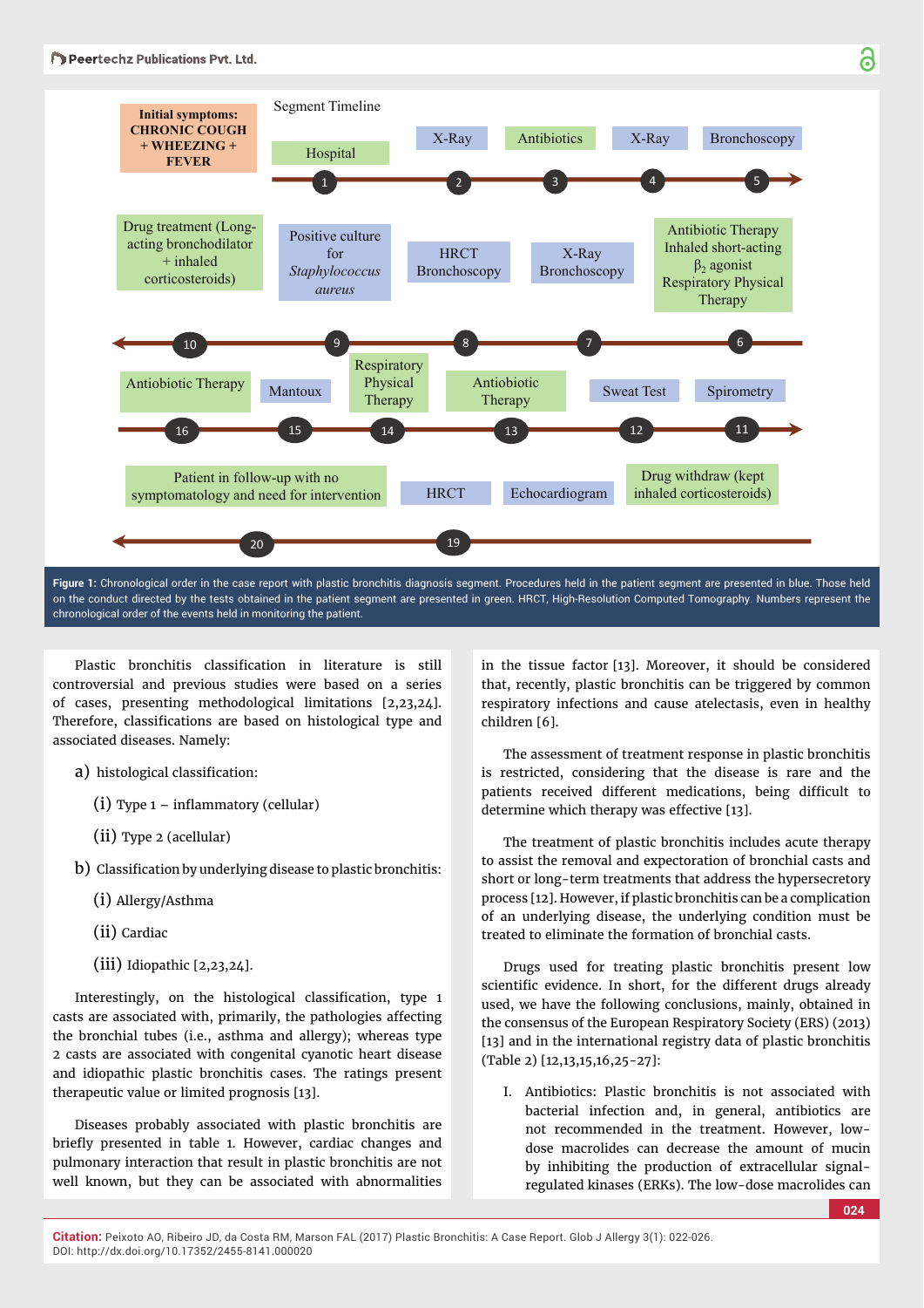Segment Timeline

Initial symptoms: CHRONIC COUGH + WHEEZING + FEVER

1. Hospital
2. X-Ray
3. Antibiotics
4. X-Ray
5. Bronchoscopy
6. Antibiotic Therapy Inhaled short-acting $\beta_2$ agonist Respiratory Physical Therapy
7. X-Ray Bronchoscopy
8. HRCT Bronchoscopy
9. Positive culture for *Staphylococcus aureus*
10. Drug treatment (Long-acting bronchodilator + inhaled corticosteroids)
11. Spirometry
12. Sweat Test
13. Antiobiotic Therapy
14. Respiratory Physical Therapy
15. Mantoux
16. Antiobiotic Therapy
17. Drug withdraw (kept inhaled corticosteroids)
18. Echocardiogram
19. HRCT
20. Patient in follow-up with no symptomatology and need for intervention

**Figure 1:** Chronological order in the case report with plastic bronchitis diagnosis segment. Procedures held in the patient segment are presented in blue. Those held on the conduct directed by the tests obtained in the patient segment are presented in green. HRCT, High-Resolution Computed Tomography. Numbers represent the chronological order of the events held in monitoring the patient.

Plastic bronchitis classification in literature is still controversial and previous studies were based on a series of cases, presenting methodological limitations [2,23,24]. Therefore, classifications are based on histological type and associated diseases. Namely:

a) histological classification:

(i) Type 1 – inflammatory (cellular)

(ii) Type 2 (acellular)

b) Classification by underlying disease to plastic bronchitis:

(i) Allergy/Asthma

(ii) Cardiac

(iii) Idiopathic [2,23,24].

Interestingly, on the histological classification, type 1 casts are associated with, primarily, the pathologies affecting the bronchial tubes (i.e., asthma and allergy); whereas type 2 casts are associated with congenital cyanotic heart disease and idiopathic plastic bronchitis cases. The ratings present therapeutic value or limited prognosis [13].

Diseases probably associated with plastic bronchitis are briefly presented in table 1. However, cardiac changes and pulmonary interaction that result in plastic bronchitis are not well known, but they can be associated with abnormalities in the tissue factor [13]. Moreover, it should be considered that, recently, plastic bronchitis can be triggered by common respiratory infections and cause atelectasis, even in healthy children [6].

The assessment of treatment response in plastic bronchitis is restricted, considering that the disease is rare and the patients received different medications, being difficult to determine which therapy was effective [13].

The treatment of plastic bronchitis includes acute therapy to assist the removal and expectoration of bronchial casts and short or long-term treatments that address the hypersecretory process [12]. However, if plastic bronchitis can be a complication of an underlying disease, the underlying condition must be treated to eliminate the formation of bronchial casts.

Drugs used for treating plastic bronchitis present low scientific evidence. In short, for the different drugs already used, we have the following conclusions, mainly, obtained in the consensus of the European Respiratory Society (ERS) (2013) [13] and in the international registry data of plastic bronchitis (Table 2) [12,13,15,16,25-27]:

I. Antibiotics: Plastic bronchitis is not associated with bacterial infection and, in general, antibiotics are not recommended in the treatment. However, low-dose macrolides can decrease the amount of mucin by inhibiting the production of extracellular signal-regulated kinases (ERKs). The low-dose macrolides can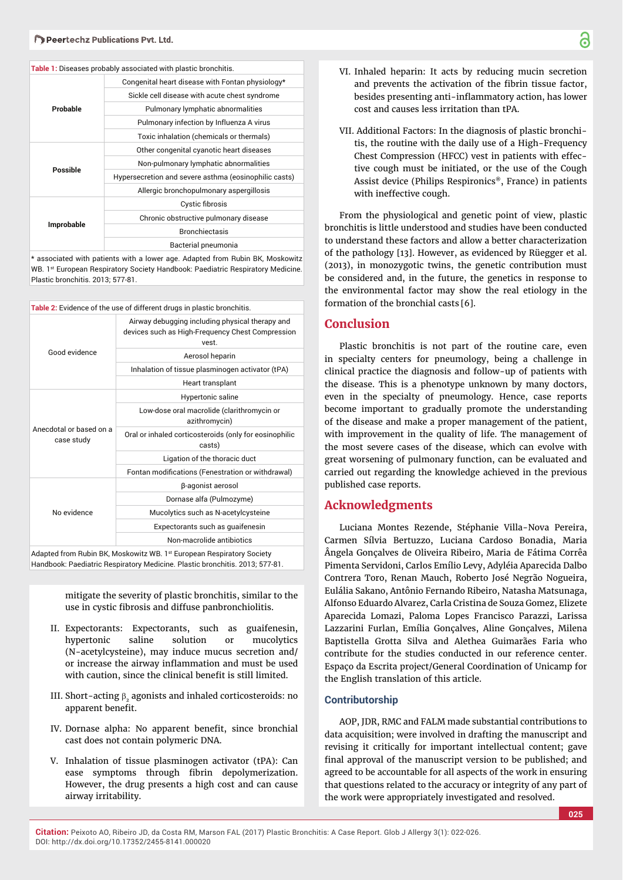**Table 1:** Diseases probably associated with plastic bronchitis.

| | |
|---|---|
| Probable | Congenital heart disease with Fontan physiology* |
| | Sickle cell disease with acute chest syndrome |
| | Pulmonary lymphatic abnormalities |
| | Pulmonary infection by Influenza A virus |
| | Toxic inhalation (chemicals or thermals) |
| Possible | Other congenital cyanotic heart diseases |
| | Non-pulmonary lymphatic abnormalities |
| | Hypersecretion and severe asthma (eosinophilic casts) |
| | Allergic bronchopulmonary aspergillosis |
| Improbable | Cystic fibrosis |
| | Chronic obstructive pulmonary disease |
| | Bronchiectasis |
| | Bacterial pneumonia |

\* associated with patients with a lower age. Adapted from Rubin BK, Moskowitz WB. 1st European Respiratory Society Handbook: Paediatric Respiratory Medicine. Plastic bronchitis. 2013; 577-81.

**Table 2:** Evidence of the use of different drugs in plastic bronchitis.

| | |
|---|---|
| Good evidence | Airway debugging including physical therapy and devices such as High-Frequency Chest Compression vest. |
| | Aerosol heparin |
| | Inhalation of tissue plasminogen activator (tPA) |
| | Heart transplant |
| Anecdotal or based on a case study | Hypertonic saline |
| | Low-dose oral macrolide (clarithromycin or azithromycin) |
| | Oral or inhaled corticosteroids (only for eosinophilic casts) |
| | Ligation of the thoracic duct |
| | Fontan modifications (Fenestration or withdrawal) |
| No evidence | β-agonist aerosol |
| | Dornase alfa (Pulmozyme) |
| | Mucolytics such as N-acetylcysteine |
| | Expectorants such as guaifenesin |
| | Non-macrolide antibiotics |

Adapted from Rubin BK, Moskowitz WB. 1st European Respiratory Society Handbook: Paediatric Respiratory Medicine. Plastic bronchitis. 2013; 577-81.

mitigate the severity of plastic bronchitis, similar to the use in cystic fibrosis and diffuse panbronchiolitis.

II. Expectorants: Expectorants, such as guaifenesin, hypertonic saline solution or mucolytics (N-acetylcysteine), may induce mucus secretion and/or increase the airway inflammation and must be used with caution, since the clinical benefit is still limited.

III. Short-acting $\beta_2$ agonists and inhaled corticosteroids: no apparent benefit.

IV. Dornase alpha: No apparent benefit, since bronchial cast does not contain polymeric DNA.

V. Inhalation of tissue plasminogen activator (tPA): Can ease symptoms through fibrin depolymerization. However, the drug presents a high cost and can cause airway irritability.

VI. Inhaled heparin: It acts by reducing mucin secretion and prevents the activation of the fibrin tissue factor, besides presenting anti-inflammatory action, has lower cost and causes less irritation than tPA.

VII. Additional Factors: In the diagnosis of plastic bronchitis, the routine with the daily use of a High-Frequency Chest Compression (HFCC) vest in patients with effective cough must be initiated, or the use of the Cough Assist device (Philips Respironics®, France) in patients with ineffective cough.

From the physiological and genetic point of view, plastic bronchitis is little understood and studies have been conducted to understand these factors and allow a better characterization of the pathology [13]. However, as evidenced by Rüegger et al. (2013), in monozygotic twins, the genetic contribution must be considered and, in the future, the genetics in response to the environmental factor may show the real etiology in the formation of the bronchial casts [6].

## Conclusion

Plastic bronchitis is not part of the routine care, even in specialty centers for pneumology, being a challenge in clinical practice the diagnosis and follow-up of patients with the disease. This is a phenotype unknown by many doctors, even in the specialty of pneumology. Hence, case reports become important to gradually promote the understanding of the disease and make a proper management of the patient, with improvement in the quality of life. The management of the most severe cases of the disease, which can evolve with great worsening of pulmonary function, can be evaluated and carried out regarding the knowledge achieved in the previous published case reports.

## Acknowledgments

Luciana Montes Rezende, Stéphanie Villa-Nova Pereira, Carmen Sílvia Bertuzzo, Luciana Cardoso Bonadia, Maria Ângela Gonçalves de Oliveira Ribeiro, Maria de Fátima Corrêa Pimenta Servidoni, Carlos Emílio Levy, Adyléia Aparecida Dalbo Contrera Toro, Renan Mauch, Roberto José Negrão Nogueira, Eulália Sakano, Antônio Fernando Ribeiro, Natasha Matsunaga, Alfonso Eduardo Alvarez, Carla Cristina de Souza Gomez, Elizete Aparecida Lomazi, Paloma Lopes Francisco Parazzi, Larissa Lazzarini Furlan, Emília Gonçalves, Aline Gonçalves, Milena Baptistella Grotta Silva and Alethea Guimarães Faria who contribute for the studies conducted in our reference center. Espaço da Escrita project/General Coordination of Unicamp for the English translation of this article.

### Contributorship

AOP, JDR, RMC and FALM made substantial contributions to data acquisition; were involved in drafting the manuscript and revising it critically for important intellectual content; gave final approval of the manuscript version to be published; and agreed to be accountable for all aspects of the work in ensuring that questions related to the accuracy or integrity of any part of the work were appropriately investigated and resolved.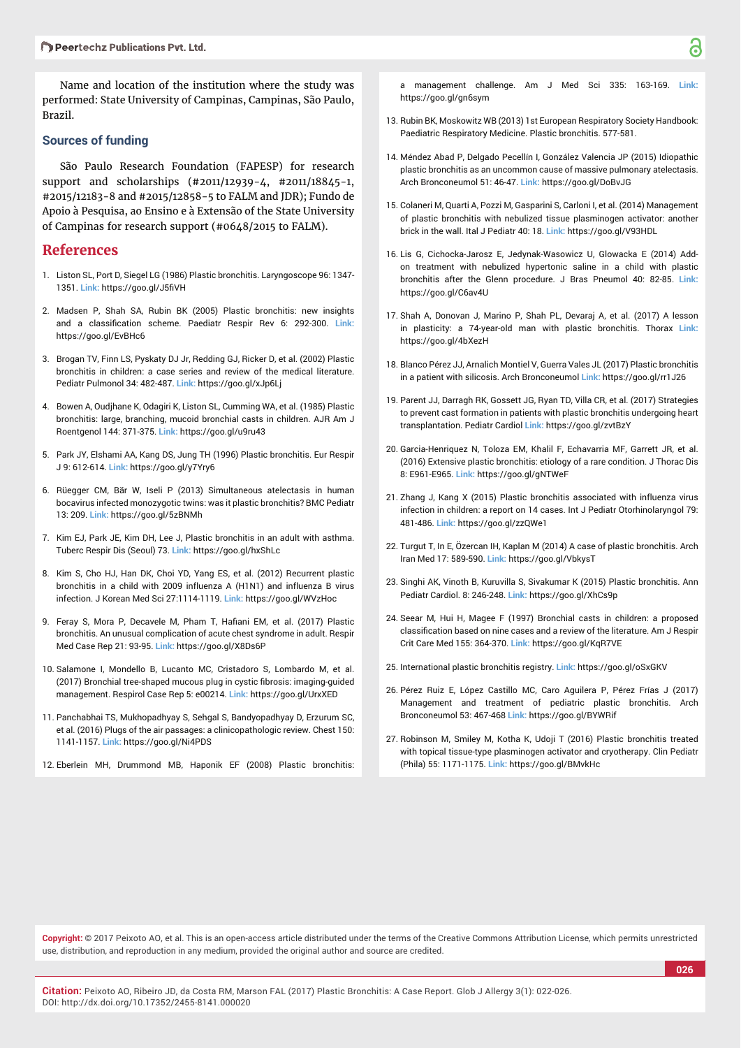Name and location of the institution where the study was performed: State University of Campinas, Campinas, São Paulo, Brazil.

## Sources of funding

São Paulo Research Foundation (FAPESP) for research support and scholarships (#2011/12939-4, #2011/18845-1, #2015/12183-8 and #2015/12858-5 to FALM and JDR); Fundo de Apoio à Pesquisa, ao Ensino e à Extensão of the State University of Campinas for research support (#0648/2015 to FALM).

## References

1. Liston SL, Port D, Siegel LG (1986) Plastic bronchitis. Laryngoscope 96: 1347-1351. Link: https://goo.gl/J5fiVH
2. Madsen P, Shah SA, Rubin BK (2005) Plastic bronchitis: new insights and a classification scheme. Paediatr Respir Rev 6: 292-300. Link: https://goo.gl/EvBHc6
3. Brogan TV, Finn LS, Pyskaty DJ Jr, Redding GJ, Ricker D, et al. (2002) Plastic bronchitis in children: a case series and review of the medical literature. Pediatr Pulmonol 34: 482-487. Link: https://goo.gl/xJp6Lj
4. Bowen A, Oudjhane K, Odagiri K, Liston SL, Cumming WA, et al. (1985) Plastic bronchitis: large, branching, mucoid bronchial casts in children. AJR Am J Roentgenol 144: 371-375. Link: https://goo.gl/u9ru43
5. Park JY, Elshami AA, Kang DS, Jung TH (1996) Plastic bronchitis. Eur Respir J 9: 612-614. Link: https://goo.gl/y7Yry6
6. Rüegger CM, Bär W, Iseli P (2013) Simultaneous atelectasis in human bocavirus infected monozygotic twins: was it plastic bronchitis? BMC Pediatr 13: 209. Link: https://goo.gl/5zBNMh
7. Kim EJ, Park JE, Kim DH, Lee J, Plastic bronchitis in an adult with asthma. Tuberc Respir Dis (Seoul) 73. Link: https://goo.gl/hxShLc
8. Kim S, Cho HJ, Han DK, Choi YD, Yang ES, et al. (2012) Recurrent plastic bronchitis in a child with 2009 influenza A (H1N1) and influenza B virus infection. J Korean Med Sci 27:1114-1119. Link: https://goo.gl/WVzHoc
9. Feray S, Mora P, Decavele M, Pham T, Hafiani EM, et al. (2017) Plastic bronchitis. An unusual complication of acute chest syndrome in adult. Respir Med Case Rep 21: 93-95. Link: https://goo.gl/X8Ds6P
10. Salamone I, Mondello B, Lucanto MC, Cristadoro S, Lombardo M, et al. (2017) Bronchial tree-shaped mucous plug in cystic fibrosis: imaging-guided management. Respirol Case Rep 5: e00214. Link: https://goo.gl/UrxXED
11. Panchabhai TS, Mukhopadhyay S, Sehgal S, Bandyopadhyay D, Erzurum SC, et al. (2016) Plugs of the air passages: a clinicopathologic review. Chest 150: 1141-1157. Link: https://goo.gl/Ni4PDS
12. Eberlein MH, Drummond MB, Haponik EF (2008) Plastic bronchitis: a management challenge. Am J Med Sci 335: 163-169. Link: https://goo.gl/gn6sym
13. Rubin BK, Moskowitz WB (2013) 1st European Respiratory Society Handbook: Paediatric Respiratory Medicine. Plastic bronchitis. 577-581.
14. Méndez Abad P, Delgado Pecellín I, González Valencia JP (2015) Idiopathic plastic bronchitis as an uncommon cause of massive pulmonary atelectasis. Arch Bronconeumol 51: 46-47. Link: https://goo.gl/DoBvJG
15. Colaneri M, Quarti A, Pozzi M, Gasparini S, Carloni I, et al. (2014) Management of plastic bronchitis with nebulized tissue plasminogen activator: another brick in the wall. Ital J Pediatr 40: 18. Link: https://goo.gl/V93HDL
16. Lis G, Cichocka-Jarosz E, Jedynak-Wasowicz U, Glowacka E (2014) Add-on treatment with nebulized hypertonic saline in a child with plastic bronchitis after the Glenn procedure. J Bras Pneumol 40: 82-85. Link: https://goo.gl/C6av4U
17. Shah A, Donovan J, Marino P, Shah PL, Devaraj A, et al. (2017) A lesson in plasticity: a 74-year-old man with plastic bronchitis. Thorax Link: https://goo.gl/4bXezH
18. Blanco Pérez JJ, Arnalich Montiel V, Guerra Vales JL (2017) Plastic bronchitis in a patient with silicosis. Arch Bronconeumol Link: https://goo.gl/rr1J26
19. Parent JJ, Darragh RK, Gossett JG, Ryan TD, Villa CR, et al. (2017) Strategies to prevent cast formation in patients with plastic bronchitis undergoing heart transplantation. Pediatr Cardiol Link: https://goo.gl/zvtBzY
20. Garcia-Henriquez N, Toloza EM, Khalil F, Echavarria MF, Garrett JR, et al. (2016) Extensive plastic bronchitis: etiology of a rare condition. J Thorac Dis 8: E961-E965. Link: https://goo.gl/gNTWeF
21. Zhang J, Kang X (2015) Plastic bronchitis associated with influenza virus infection in children: a report on 14 cases. Int J Pediatr Otorhinolaryngol 79: 481-486. Link: https://goo.gl/zzQWe1
22. Turgut T, In E, Özercan IH, Kaplan M (2014) A case of plastic bronchitis. Arch Iran Med 17: 589-590. Link: https://goo.gl/VbkysT
23. Singhi AK, Vinoth B, Kuruvilla S, Sivakumar K (2015) Plastic bronchitis. Ann Pediatr Cardiol. 8: 246-248. Link: https://goo.gl/XhCs9p
24. Seear M, Hui H, Magee F (1997) Bronchial casts in children: a proposed classification based on nine cases and a review of the literature. Am J Respir Crit Care Med 155: 364-370. Link: https://goo.gl/KqR7VE
25. International plastic bronchitis registry. Link: https://goo.gl/oSxGKV
26. Pérez Ruiz E, López Castillo MC, Caro Aguilera P, Pérez Frías J (2017) Management and treatment of pediatric plastic bronchitis. Arch Bronconeumol 53: 467-468 Link: https://goo.gl/BYWRif
27. Robinson M, Smiley M, Kotha K, Udoji T (2016) Plastic bronchitis treated with topical tissue-type plasminogen activator and cryotherapy. Clin Pediatr (Phila) 55: 1171-1175. Link: https://goo.gl/BMvkHc

**Copyright:** © 2017 Peixoto AO, et al. This is an open-access article distributed under the terms of the Creative Commons Attribution License, which permits unrestricted use, distribution, and reproduction in any medium, provided the original author and source are credited.